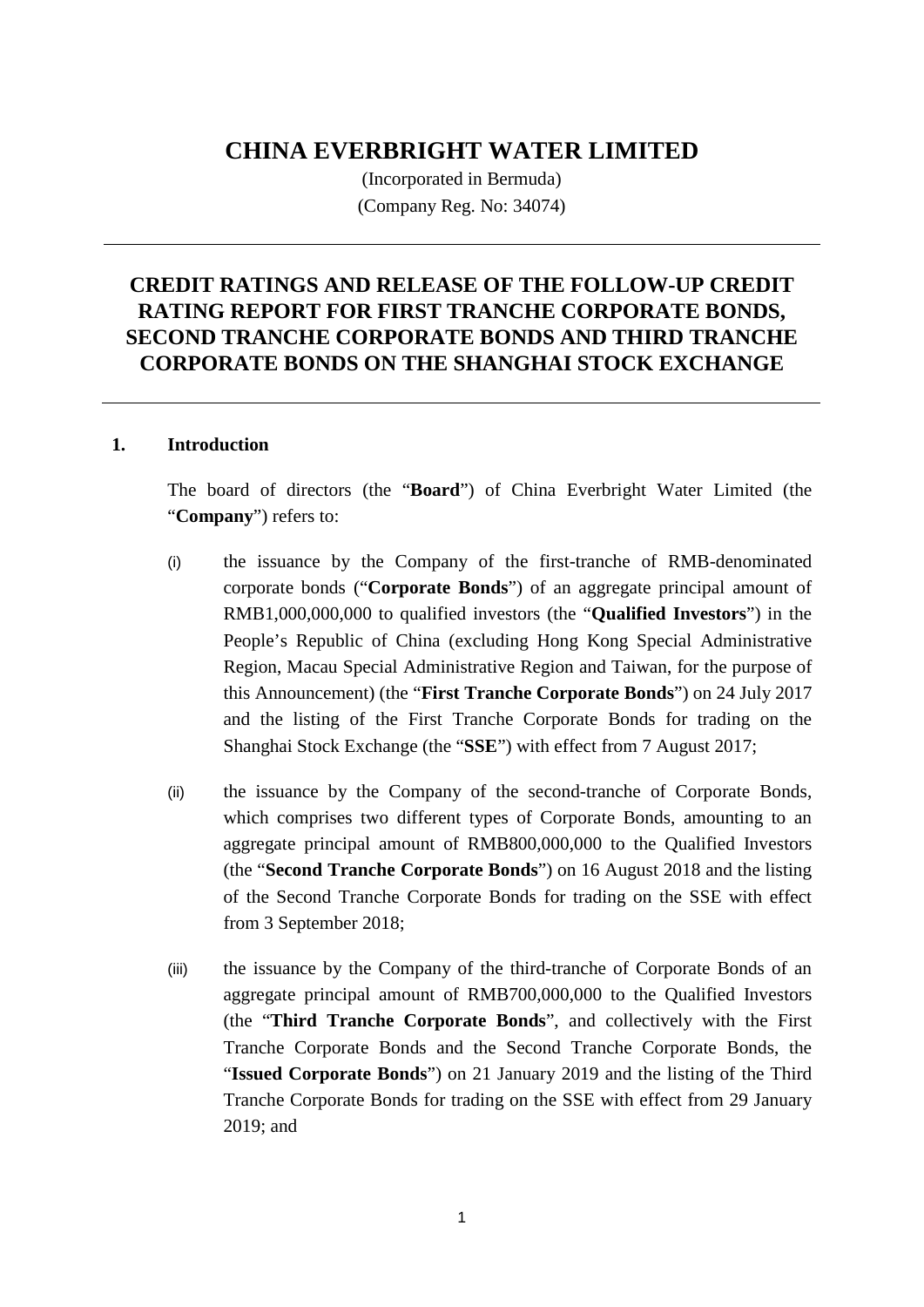# CHINA EVERBRIGHT WATER LIMITED

(Incorporated in Bermuda)
(Company Reg. No: 34074)

---

## CREDIT RATINGS AND RELEASE OF THE FOLLOW-UP CREDIT RATING REPORT FOR FIRST TRANCHE CORPORATE BONDS, SECOND TRANCHE CORPORATE BONDS AND THIRD TRANCHE CORPORATE BONDS ON THE SHANGHAI STOCK EXCHANGE

---

### 1. Introduction

The board of directors (the "**Board**") of China Everbright Water Limited (the "**Company**") refers to:

(i) the issuance by the Company of the first-tranche of RMB-denominated corporate bonds ("**Corporate Bonds**") of an aggregate principal amount of RMB1,000,000,000 to qualified investors (the "**Qualified Investors**") in the People's Republic of China (excluding Hong Kong Special Administrative Region, Macau Special Administrative Region and Taiwan, for the purpose of this Announcement) (the "**First Tranche Corporate Bonds**") on 24 July 2017 and the listing of the First Tranche Corporate Bonds for trading on the Shanghai Stock Exchange (the "**SSE**") with effect from 7 August 2017;

(ii) the issuance by the Company of the second-tranche of Corporate Bonds, which comprises two different types of Corporate Bonds, amounting to an aggregate principal amount of RMB800,000,000 to the Qualified Investors (the "**Second Tranche Corporate Bonds**") on 16 August 2018 and the listing of the Second Tranche Corporate Bonds for trading on the SSE with effect from 3 September 2018;

(iii) the issuance by the Company of the third-tranche of Corporate Bonds of an aggregate principal amount of RMB700,000,000 to the Qualified Investors (the "**Third Tranche Corporate Bonds**", and collectively with the First Tranche Corporate Bonds and the Second Tranche Corporate Bonds, the "**Issued Corporate Bonds**") on 21 January 2019 and the listing of the Third Tranche Corporate Bonds for trading on the SSE with effect from 29 January 2019; and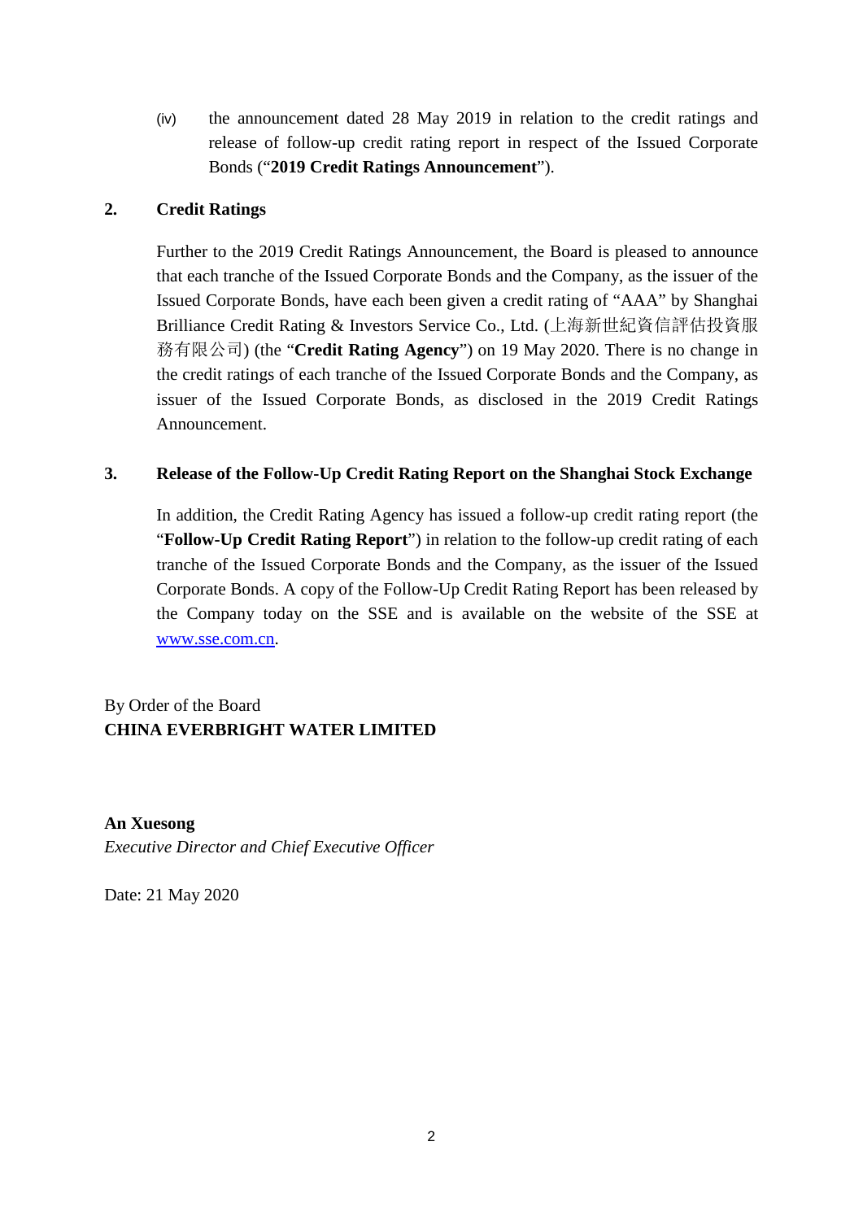(iv) the announcement dated 28 May 2019 in relation to the credit ratings and release of follow-up credit rating report in respect of the Issued Corporate Bonds ("**2019 Credit Ratings Announcement**").

## 2. Credit Ratings

Further to the 2019 Credit Ratings Announcement, the Board is pleased to announce that each tranche of the Issued Corporate Bonds and the Company, as the issuer of the Issued Corporate Bonds, have each been given a credit rating of "AAA" by Shanghai Brilliance Credit Rating & Investors Service Co., Ltd. (上海新世紀資信評估投資服務有限公司) (the "**Credit Rating Agency**") on 19 May 2020. There is no change in the credit ratings of each tranche of the Issued Corporate Bonds and the Company, as issuer of the Issued Corporate Bonds, as disclosed in the 2019 Credit Ratings Announcement.

## 3. Release of the Follow-Up Credit Rating Report on the Shanghai Stock Exchange

In addition, the Credit Rating Agency has issued a follow-up credit rating report (the "**Follow-Up Credit Rating Report**") in relation to the follow-up credit rating of each tranche of the Issued Corporate Bonds and the Company, as the issuer of the Issued Corporate Bonds. A copy of the Follow-Up Credit Rating Report has been released by the Company today on the SSE and is available on the website of the SSE at www.sse.com.cn.

By Order of the Board
**CHINA EVERBRIGHT WATER LIMITED**

**An Xuesong**
*Executive Director and Chief Executive Officer*

Date: 21 May 2020